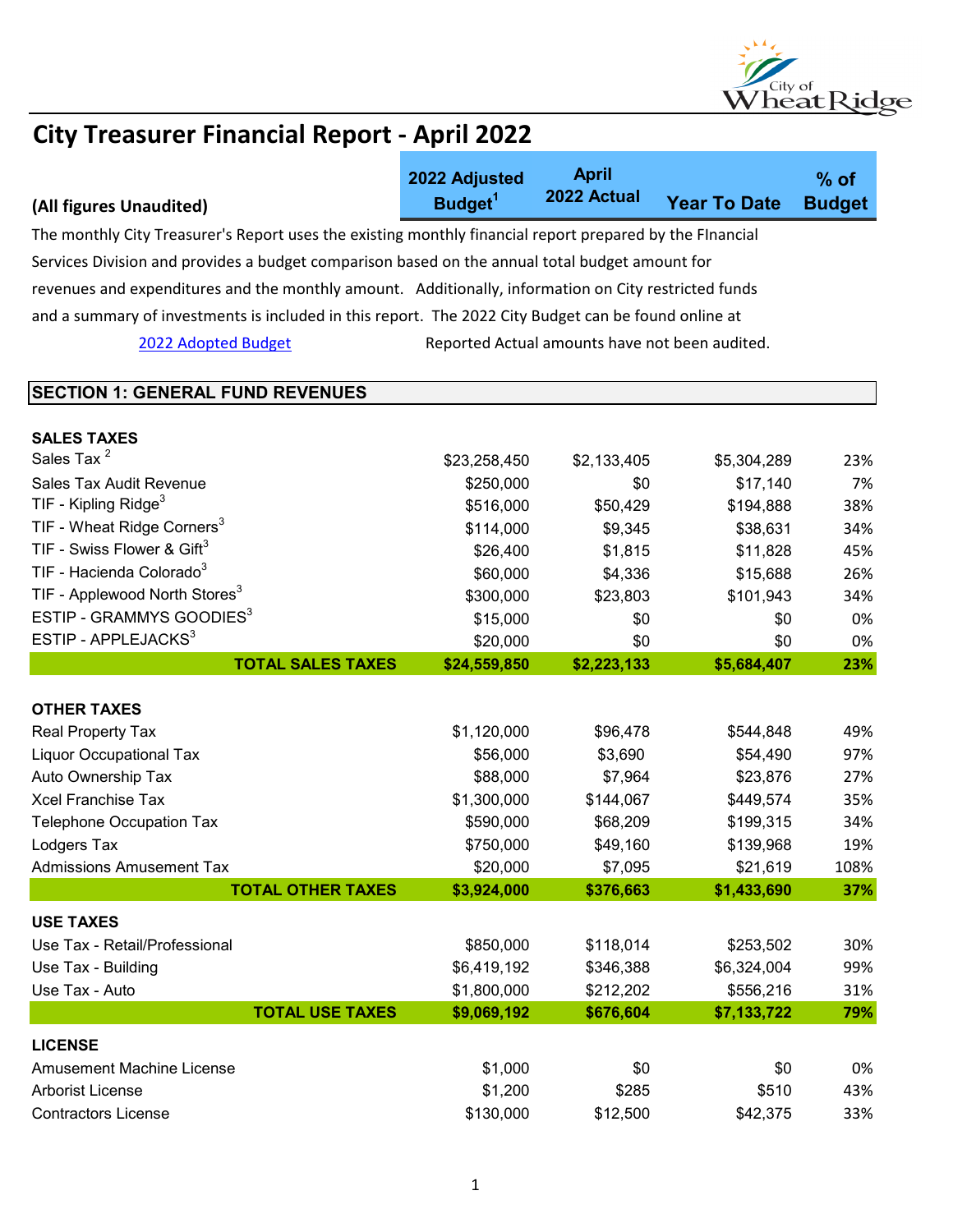# City Treasurer Financial Report - April 2022

| (All figures Unaudited) | 2022 Adjusted Budget[1] | April 2022 Actual | Year To Date | % of Budget |
|---|---|---|---|---|

The monthly City Treasurer's Report uses the existing monthly financial report prepared by the FInancial Services Division and provides a budget comparison based on the annual total budget amount for revenues and expenditures and the monthly amount. Additionally, information on City restricted funds and a summary of investments is included in this report. The 2022 City Budget can be found online at 2022 Adopted Budget. Reported Actual amounts have not been audited.

## SECTION 1: GENERAL FUND REVENUES

| | 2022 Adjusted Budget[1] | April 2022 Actual | Year To Date | % of Budget |
|---|---|---|---|---|
| **SALES TAXES** | | | | |
| Sales Tax [2] | $23,258,450 | $2,133,405 | $5,304,289 | 23% |
| Sales Tax Audit Revenue | $250,000 | $0 | $17,140 | 7% |
| TIF - Kipling Ridge[3] | $516,000 | $50,429 | $194,888 | 38% |
| TIF - Wheat Ridge Corners[3] | $114,000 | $9,345 | $38,631 | 34% |
| TIF - Swiss Flower & Gift[3] | $26,400 | $1,815 | $11,828 | 45% |
| TIF - Hacienda Colorado[3] | $60,000 | $4,336 | $15,688 | 26% |
| TIF - Applewood North Stores[3] | $300,000 | $23,803 | $101,943 | 34% |
| ESTIP - GRAMMYS GOODIES[3] | $15,000 | $0 | $0 | 0% |
| ESTIP - APPLEJACKS[3] | $20,000 | $0 | $0 | 0% |
| **TOTAL SALES TAXES** | **$24,559,850** | **$2,223,133** | **$5,684,407** | **23%** |
| **OTHER TAXES** | | | | |
| Real Property Tax | $1,120,000 | $96,478 | $544,848 | 49% |
| Liquor Occupational Tax | $56,000 | $3,690 | $54,490 | 97% |
| Auto Ownership Tax | $88,000 | $7,964 | $23,876 | 27% |
| Xcel Franchise Tax | $1,300,000 | $144,067 | $449,574 | 35% |
| Telephone Occupation Tax | $590,000 | $68,209 | $199,315 | 34% |
| Lodgers Tax | $750,000 | $49,160 | $139,968 | 19% |
| Admissions Amusement Tax | $20,000 | $7,095 | $21,619 | 108% |
| **TOTAL OTHER TAXES** | **$3,924,000** | **$376,663** | **$1,433,690** | **37%** |
| **USE TAXES** | | | | |
| Use Tax - Retail/Professional | $850,000 | $118,014 | $253,502 | 30% |
| Use Tax - Building | $6,419,192 | $346,388 | $6,324,004 | 99% |
| Use Tax - Auto | $1,800,000 | $212,202 | $556,216 | 31% |
| **TOTAL USE TAXES** | **$9,069,192** | **$676,604** | **$7,133,722** | **79%** |
| **LICENSE** | | | | |
| Amusement Machine License | $1,000 | $0 | $0 | 0% |
| Arborist License | $1,200 | $285 | $510 | 43% |
| Contractors License | $130,000 | $12,500 | $42,375 | 33% |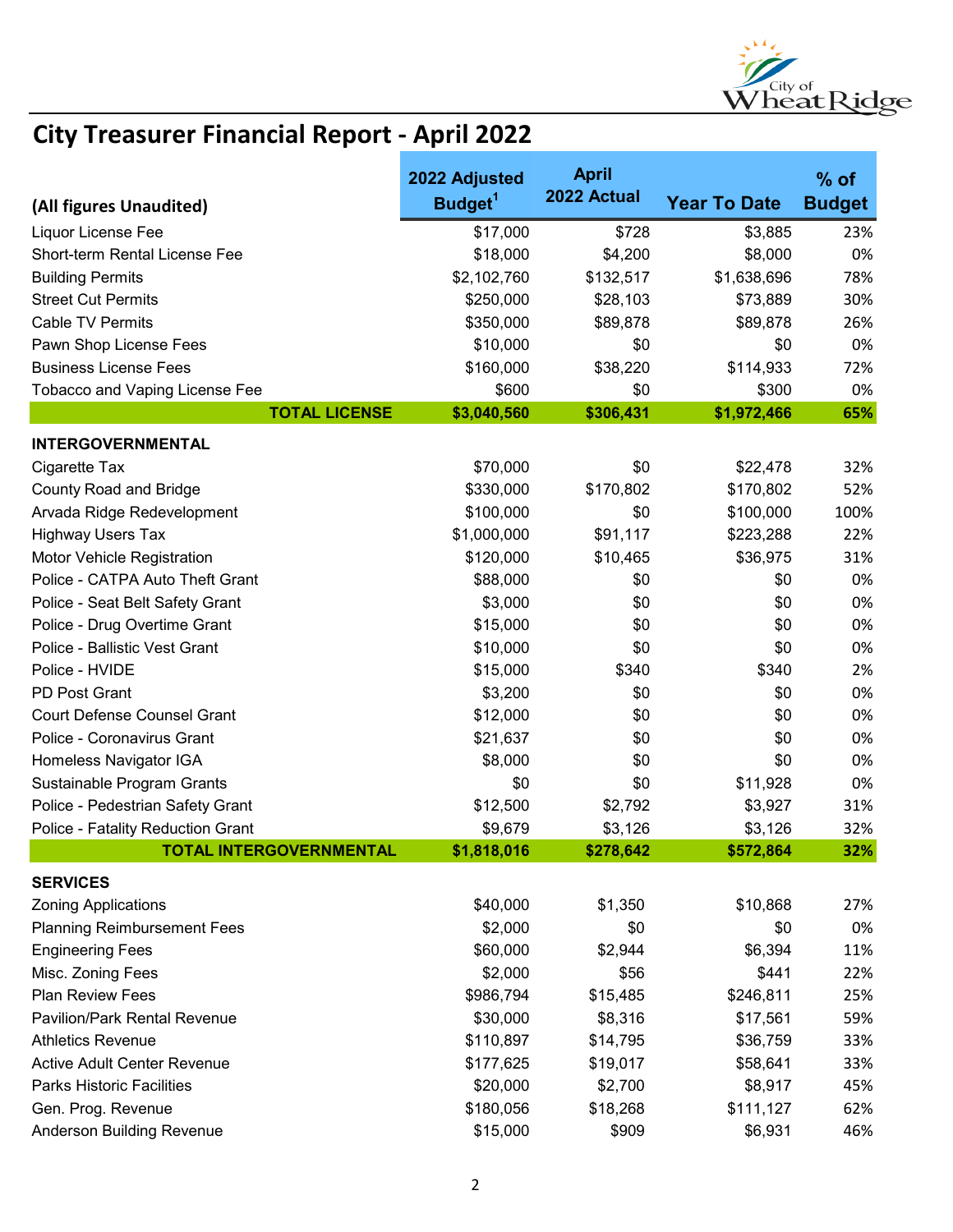# City Treasurer Financial Report - April 2022

| (All figures Unaudited) | 2022 Adjusted Budget[1] | April 2022 Actual | Year To Date | % of Budget |
|---|---|---|---|---|
| Liquor License Fee | $17,000 | $728 | $3,885 | 23% |
| Short-term Rental License Fee | $18,000 | $4,200 | $8,000 | 0% |
| Building Permits | $2,102,760 | $132,517 | $1,638,696 | 78% |
| Street Cut Permits | $250,000 | $28,103 | $73,889 | 30% |
| Cable TV Permits | $350,000 | $89,878 | $89,878 | 26% |
| Pawn Shop License Fees | $10,000 | $0 | $0 | 0% |
| Business License Fees | $160,000 | $38,220 | $114,933 | 72% |
| Tobacco and Vaping License Fee | $600 | $0 | $300 | 0% |
| **TOTAL LICENSE** | **$3,040,560** | **$306,431** | **$1,972,466** | **65%** |
| **INTERGOVERNMENTAL** | | | | |
| Cigarette Tax | $70,000 | $0 | $22,478 | 32% |
| County Road and Bridge | $330,000 | $170,802 | $170,802 | 52% |
| Arvada Ridge Redevelopment | $100,000 | $0 | $100,000 | 100% |
| Highway Users Tax | $1,000,000 | $91,117 | $223,288 | 22% |
| Motor Vehicle Registration | $120,000 | $10,465 | $36,975 | 31% |
| Police - CATPA Auto Theft Grant | $88,000 | $0 | $0 | 0% |
| Police - Seat Belt Safety Grant | $3,000 | $0 | $0 | 0% |
| Police - Drug Overtime Grant | $15,000 | $0 | $0 | 0% |
| Police - Ballistic Vest Grant | $10,000 | $0 | $0 | 0% |
| Police - HVIDE | $15,000 | $340 | $340 | 2% |
| PD Post Grant | $3,200 | $0 | $0 | 0% |
| Court Defense Counsel Grant | $12,000 | $0 | $0 | 0% |
| Police - Coronavirus Grant | $21,637 | $0 | $0 | 0% |
| Homeless Navigator IGA | $8,000 | $0 | $0 | 0% |
| Sustainable Program Grants | $0 | $0 | $11,928 | 0% |
| Police - Pedestrian Safety Grant | $12,500 | $2,792 | $3,927 | 31% |
| Police - Fatality Reduction Grant | $9,679 | $3,126 | $3,126 | 32% |
| **TOTAL INTERGOVERNMENTAL** | **$1,818,016** | **$278,642** | **$572,864** | **32%** |
| **SERVICES** | | | | |
| Zoning Applications | $40,000 | $1,350 | $10,868 | 27% |
| Planning Reimbursement Fees | $2,000 | $0 | $0 | 0% |
| Engineering Fees | $60,000 | $2,944 | $6,394 | 11% |
| Misc. Zoning Fees | $2,000 | $56 | $441 | 22% |
| Plan Review Fees | $986,794 | $15,485 | $246,811 | 25% |
| Pavilion/Park Rental Revenue | $30,000 | $8,316 | $17,561 | 59% |
| Athletics Revenue | $110,897 | $14,795 | $36,759 | 33% |
| Active Adult Center Revenue | $177,625 | $19,017 | $58,641 | 33% |
| Parks Historic Facilities | $20,000 | $2,700 | $8,917 | 45% |
| Gen. Prog. Revenue | $180,056 | $18,268 | $111,127 | 62% |
| Anderson Building Revenue | $15,000 | $909 | $6,931 | 46% |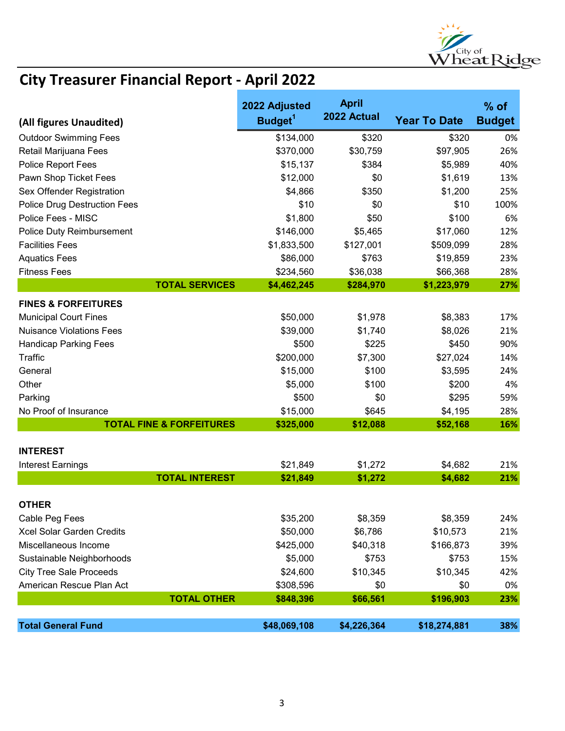# City Treasurer Financial Report - April 2022

| (All figures Unaudited) | 2022 Adjusted Budget[1] | April 2022 Actual | Year To Date | % of Budget |
|---|---|---|---|---|
| Outdoor Swimming Fees | $134,000 | $320 | $320 | 0% |
| Retail Marijuana Fees | $370,000 | $30,759 | $97,905 | 26% |
| Police Report Fees | $15,137 | $384 | $5,989 | 40% |
| Pawn Shop Ticket Fees | $12,000 | $0 | $1,619 | 13% |
| Sex Offender Registration | $4,866 | $350 | $1,200 | 25% |
| Police Drug Destruction Fees | $10 | $0 | $10 | 100% |
| Police Fees - MISC | $1,800 | $50 | $100 | 6% |
| Police Duty Reimbursement | $146,000 | $5,465 | $17,060 | 12% |
| Facilities Fees | $1,833,500 | $127,001 | $509,099 | 28% |
| Aquatics Fees | $86,000 | $763 | $19,859 | 23% |
| Fitness Fees | $234,560 | $36,038 | $66,368 | 28% |
| **TOTAL SERVICES** | **$4,462,245** | **$284,970** | **$1,223,979** | **27%** |
| **FINES & FORFEITURES** | | | | |
| Municipal Court Fines | $50,000 | $1,978 | $8,383 | 17% |
| Nuisance Violations Fees | $39,000 | $1,740 | $8,026 | 21% |
| Handicap Parking Fees | $500 | $225 | $450 | 90% |
| Traffic | $200,000 | $7,300 | $27,024 | 14% |
| General | $15,000 | $100 | $3,595 | 24% |
| Other | $5,000 | $100 | $200 | 4% |
| Parking | $500 | $0 | $295 | 59% |
| No Proof of Insurance | $15,000 | $645 | $4,195 | 28% |
| **TOTAL FINE & FORFEITURES** | **$325,000** | **$12,088** | **$52,168** | **16%** |
| **INTEREST** | | | | |
| Interest Earnings | $21,849 | $1,272 | $4,682 | 21% |
| **TOTAL INTEREST** | **$21,849** | **$1,272** | **$4,682** | **21%** |
| **OTHER** | | | | |
| Cable Peg Fees | $35,200 | $8,359 | $8,359 | 24% |
| Xcel Solar Garden Credits | $50,000 | $6,786 | $10,573 | 21% |
| Miscellaneous Income | $425,000 | $40,318 | $166,873 | 39% |
| Sustainable Neighborhoods | $5,000 | $753 | $753 | 15% |
| City Tree Sale Proceeds | $24,600 | $10,345 | $10,345 | 42% |
| American Rescue Plan Act | $308,596 | $0 | $0 | 0% |
| **TOTAL OTHER** | **$848,396** | **$66,561** | **$196,903** | **23%** |
| **Total General Fund** | **$48,069,108** | **$4,226,364** | **$18,274,881** | **38%** |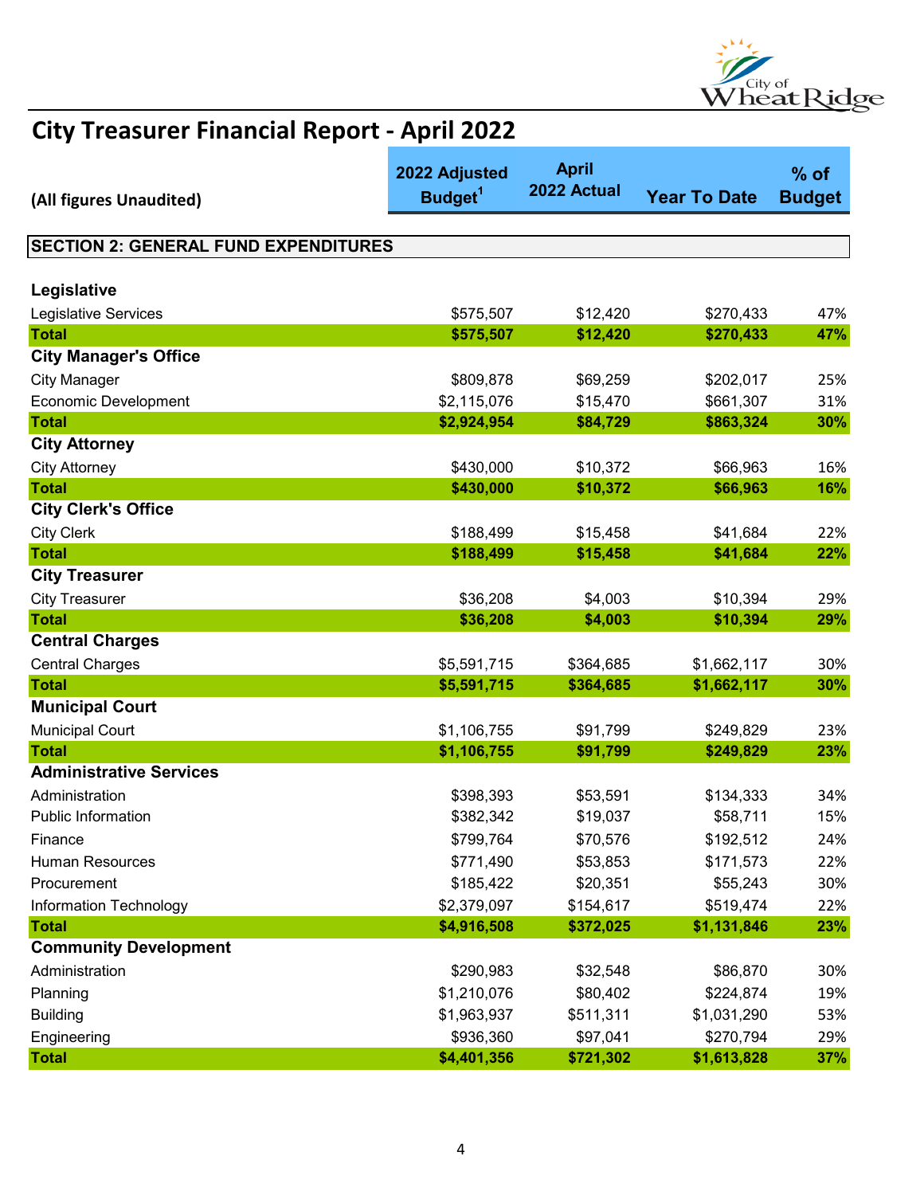# City Treasurer Financial Report - April 2022

| (All figures Unaudited) | 2022 Adjusted Budget[1] | April 2022 Actual | Year To Date | % of Budget |
|---|---|---|---|---|
| **SECTION 2: GENERAL FUND EXPENDITURES** | | | | |
| **Legislative** | | | | |
| Legislative Services | $575,507 | $12,420 | $270,433 | 47% |
| **Total** | **$575,507** | **$12,420** | **$270,433** | **47%** |
| **City Manager's Office** | | | | |
| City Manager | $809,878 | $69,259 | $202,017 | 25% |
| Economic Development | $2,115,076 | $15,470 | $661,307 | 31% |
| **Total** | **$2,924,954** | **$84,729** | **$863,324** | **30%** |
| **City Attorney** | | | | |
| City Attorney | $430,000 | $10,372 | $66,963 | 16% |
| **Total** | **$430,000** | **$10,372** | **$66,963** | **16%** |
| **City Clerk's Office** | | | | |
| City Clerk | $188,499 | $15,458 | $41,684 | 22% |
| **Total** | **$188,499** | **$15,458** | **$41,684** | **22%** |
| **City Treasurer** | | | | |
| City Treasurer | $36,208 | $4,003 | $10,394 | 29% |
| **Total** | **$36,208** | **$4,003** | **$10,394** | **29%** |
| **Central Charges** | | | | |
| Central Charges | $5,591,715 | $364,685 | $1,662,117 | 30% |
| **Total** | **$5,591,715** | **$364,685** | **$1,662,117** | **30%** |
| **Municipal Court** | | | | |
| Municipal Court | $1,106,755 | $91,799 | $249,829 | 23% |
| **Total** | **$1,106,755** | **$91,799** | **$249,829** | **23%** |
| **Administrative Services** | | | | |
| Administration | $398,393 | $53,591 | $134,333 | 34% |
| Public Information | $382,342 | $19,037 | $58,711 | 15% |
| Finance | $799,764 | $70,576 | $192,512 | 24% |
| Human Resources | $771,490 | $53,853 | $171,573 | 22% |
| Procurement | $185,422 | $20,351 | $55,243 | 30% |
| Information Technology | $2,379,097 | $154,617 | $519,474 | 22% |
| **Total** | **$4,916,508** | **$372,025** | **$1,131,846** | **23%** |
| **Community Development** | | | | |
| Administration | $290,983 | $32,548 | $86,870 | 30% |
| Planning | $1,210,076 | $80,402 | $224,874 | 19% |
| Building | $1,963,937 | $511,311 | $1,031,290 | 53% |
| Engineering | $936,360 | $97,041 | $270,794 | 29% |
| **Total** | **$4,401,356** | **$721,302** | **$1,613,828** | **37%** |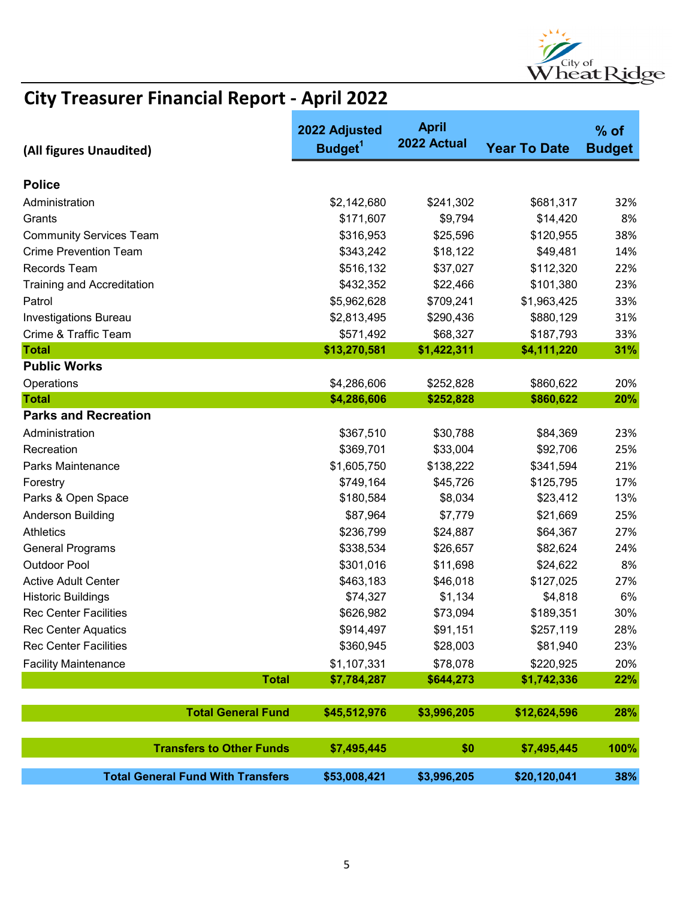# City Treasurer Financial Report - April 2022

| (All figures Unaudited) | 2022 Adjusted Budget[1] | April 2022 Actual | Year To Date | % of Budget |
|---|---|---|---|---|
| **Police** | | | | |
| Administration | $2,142,680 | $241,302 | $681,317 | 32% |
| Grants | $171,607 | $9,794 | $14,420 | 8% |
| Community Services Team | $316,953 | $25,596 | $120,955 | 38% |
| Crime Prevention Team | $343,242 | $18,122 | $49,481 | 14% |
| Records Team | $516,132 | $37,027 | $112,320 | 22% |
| Training and Accreditation | $432,352 | $22,466 | $101,380 | 23% |
| Patrol | $5,962,628 | $709,241 | $1,963,425 | 33% |
| Investigations Bureau | $2,813,495 | $290,436 | $880,129 | 31% |
| Crime & Traffic Team | $571,492 | $68,327 | $187,793 | 33% |
| **Total** | **$13,270,581** | **$1,422,311** | **$4,111,220** | **31%** |
| **Public Works** | | | | |
| Operations | $4,286,606 | $252,828 | $860,622 | 20% |
| **Total** | **$4,286,606** | **$252,828** | **$860,622** | **20%** |
| **Parks and Recreation** | | | | |
| Administration | $367,510 | $30,788 | $84,369 | 23% |
| Recreation | $369,701 | $33,004 | $92,706 | 25% |
| Parks Maintenance | $1,605,750 | $138,222 | $341,594 | 21% |
| Forestry | $749,164 | $45,726 | $125,795 | 17% |
| Parks & Open Space | $180,584 | $8,034 | $23,412 | 13% |
| Anderson Building | $87,964 | $7,779 | $21,669 | 25% |
| Athletics | $236,799 | $24,887 | $64,367 | 27% |
| General Programs | $338,534 | $26,657 | $82,624 | 24% |
| Outdoor Pool | $301,016 | $11,698 | $24,622 | 8% |
| Active Adult Center | $463,183 | $46,018 | $127,025 | 27% |
| Historic Buildings | $74,327 | $1,134 | $4,818 | 6% |
| Rec Center Facilities | $626,982 | $73,094 | $189,351 | 30% |
| Rec Center Aquatics | $914,497 | $91,151 | $257,119 | 28% |
| Rec Center Facilities | $360,945 | $28,003 | $81,940 | 23% |
| Facility Maintenance | $1,107,331 | $78,078 | $220,925 | 20% |
| **Total** | **$7,784,287** | **$644,273** | **$1,742,336** | **22%** |
| **Total General Fund** | **$45,512,976** | **$3,996,205** | **$12,624,596** | **28%** |
| **Transfers to Other Funds** | **$7,495,445** | **$0** | **$7,495,445** | **100%** |
| **Total General Fund With Transfers** | **$53,008,421** | **$3,996,205** | **$20,120,041** | **38%** |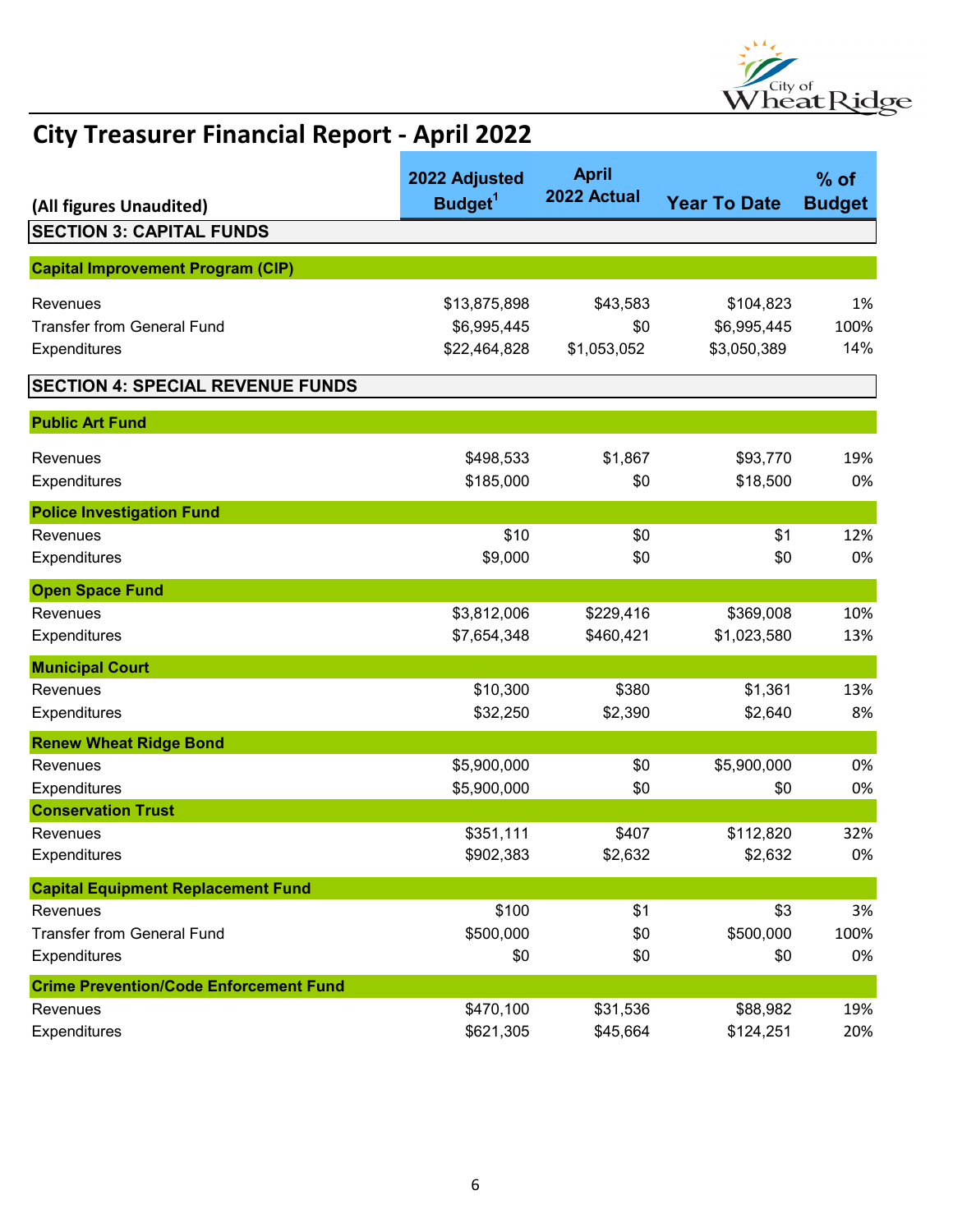# City Treasurer Financial Report - April 2022

| (All figures Unaudited) | 2022 Adjusted Budget[1] | April 2022 Actual | Year To Date | % of Budget |
|---|---|---|---|---|
| **SECTION 3: CAPITAL FUNDS** | | | | |
| **Capital Improvement Program (CIP)** | | | | |
| Revenues | $13,875,898 | $43,583 | $104,823 | 1% |
| Transfer from General Fund | $6,995,445 | $0 | $6,995,445 | 100% |
| Expenditures | $22,464,828 | $1,053,052 | $3,050,389 | 14% |
| **SECTION 4: SPECIAL REVENUE FUNDS** | | | | |
| **Public Art Fund** | | | | |
| Revenues | $498,533 | $1,867 | $93,770 | 19% |
| Expenditures | $185,000 | $0 | $18,500 | 0% |
| **Police Investigation Fund** | | | | |
| Revenues | $10 | $0 | $1 | 12% |
| Expenditures | $9,000 | $0 | $0 | 0% |
| **Open Space Fund** | | | | |
| Revenues | $3,812,006 | $229,416 | $369,008 | 10% |
| Expenditures | $7,654,348 | $460,421 | $1,023,580 | 13% |
| **Municipal Court** | | | | |
| Revenues | $10,300 | $380 | $1,361 | 13% |
| Expenditures | $32,250 | $2,390 | $2,640 | 8% |
| **Renew Wheat Ridge Bond** | | | | |
| Revenues | $5,900,000 | $0 | $5,900,000 | 0% |
| Expenditures | $5,900,000 | $0 | $0 | 0% |
| **Conservation Trust** | | | | |
| Revenues | $351,111 | $407 | $112,820 | 32% |
| Expenditures | $902,383 | $2,632 | $2,632 | 0% |
| **Capital Equipment Replacement Fund** | | | | |
| Revenues | $100 | $1 | $3 | 3% |
| Transfer from General Fund | $500,000 | $0 | $500,000 | 100% |
| Expenditures | $0 | $0 | $0 | 0% |
| **Crime Prevention/Code Enforcement Fund** | | | | |
| Revenues | $470,100 | $31,536 | $88,982 | 19% |
| Expenditures | $621,305 | $45,664 | $124,251 | 20% |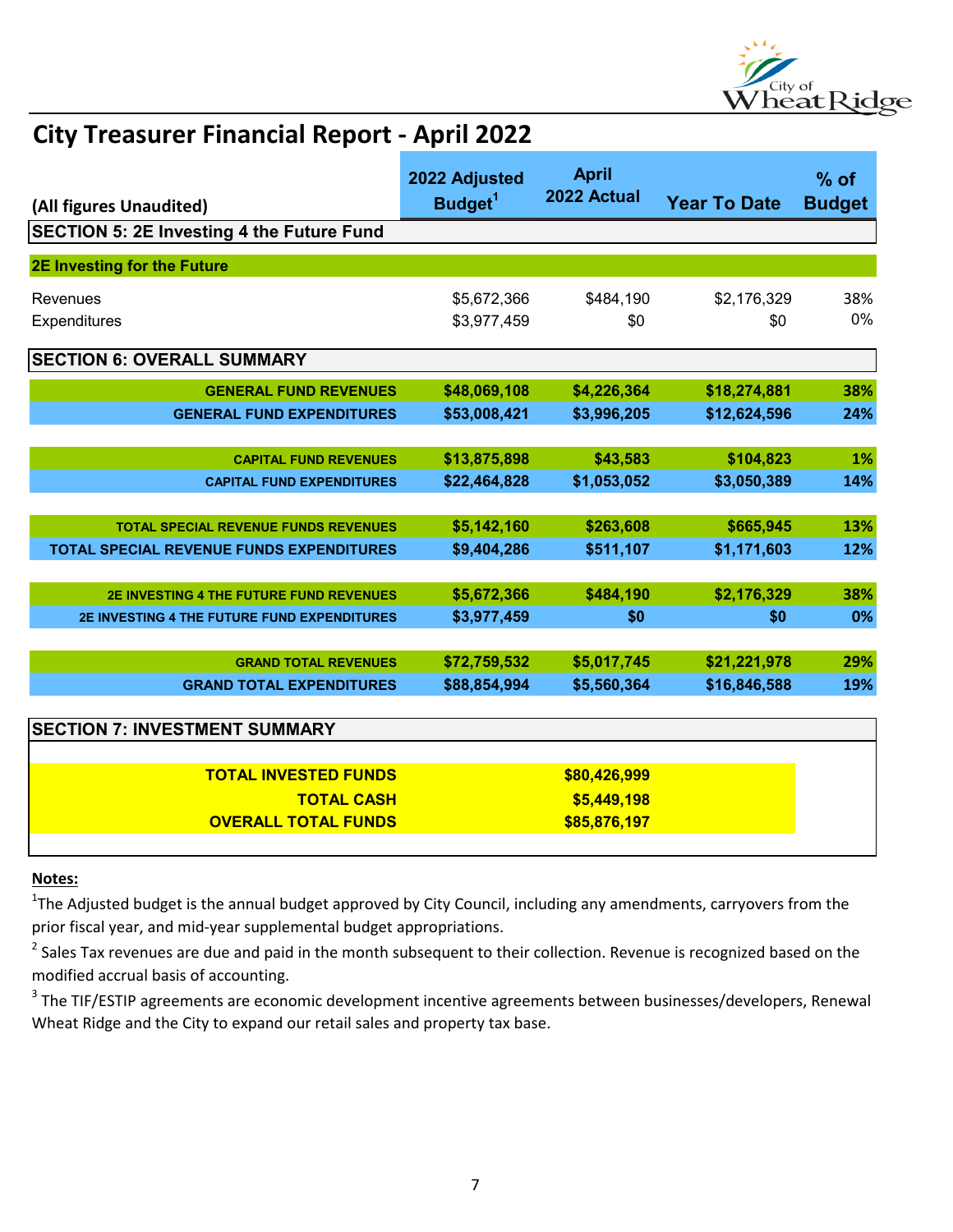## City Treasurer Financial Report - April 2022

| (All figures Unaudited) | 2022 Adjusted Budget[1] | April 2022 Actual | Year To Date | % of Budget |
|---|---|---|---|---|
| **SECTION 5: 2E Investing 4 the Future Fund** | | | | |
| **2E Investing for the Future** | | | | |
| Revenues | $5,672,366 | $484,190 | $2,176,329 | 38% |
| Expenditures | $3,977,459 | $0 | $0 | 0% |
| **SECTION 6: OVERALL SUMMARY** | | | | |
| **GENERAL FUND REVENUES** | **$48,069,108** | **$4,226,364** | **$18,274,881** | **38%** |
| **GENERAL FUND EXPENDITURES** | **$53,008,421** | **$3,996,205** | **$12,624,596** | **24%** |
| **CAPITAL FUND REVENUES** | **$13,875,898** | **$43,583** | **$104,823** | **1%** |
| **CAPITAL FUND EXPENDITURES** | **$22,464,828** | **$1,053,052** | **$3,050,389** | **14%** |
| **TOTAL SPECIAL REVENUE FUNDS REVENUES** | **$5,142,160** | **$263,608** | **$665,945** | **13%** |
| **TOTAL SPECIAL REVENUE FUNDS EXPENDITURES** | **$9,404,286** | **$511,107** | **$1,171,603** | **12%** |
| **2E INVESTING 4 THE FUTURE FUND REVENUES** | **$5,672,366** | **$484,190** | **$2,176,329** | **38%** |
| **2E INVESTING 4 THE FUTURE FUND EXPENDITURES** | **$3,977,459** | **$0** | **$0** | **0%** |
| **GRAND TOTAL REVENUES** | **$72,759,532** | **$5,017,745** | **$21,221,978** | **29%** |
| **GRAND TOTAL EXPENDITURES** | **$88,854,994** | **$5,560,364** | **$16,846,588** | **19%** |

### SECTION 7: INVESTMENT SUMMARY

| | |
|---|---|
| **TOTAL INVESTED FUNDS** | **$80,426,999** |
| **TOTAL CASH** | **$5,449,198** |
| **OVERALL TOTAL FUNDS** | **$85,876,197** |

**Notes:**

[1] The Adjusted budget is the annual budget approved by City Council, including any amendments, carryovers from the prior fiscal year, and mid-year supplemental budget appropriations.

[2] Sales Tax revenues are due and paid in the month subsequent to their collection. Revenue is recognized based on the modified accrual basis of accounting.

[3] The TIF/ESTIP agreements are economic development incentive agreements between businesses/developers, Renewal Wheat Ridge and the City to expand our retail sales and property tax base.